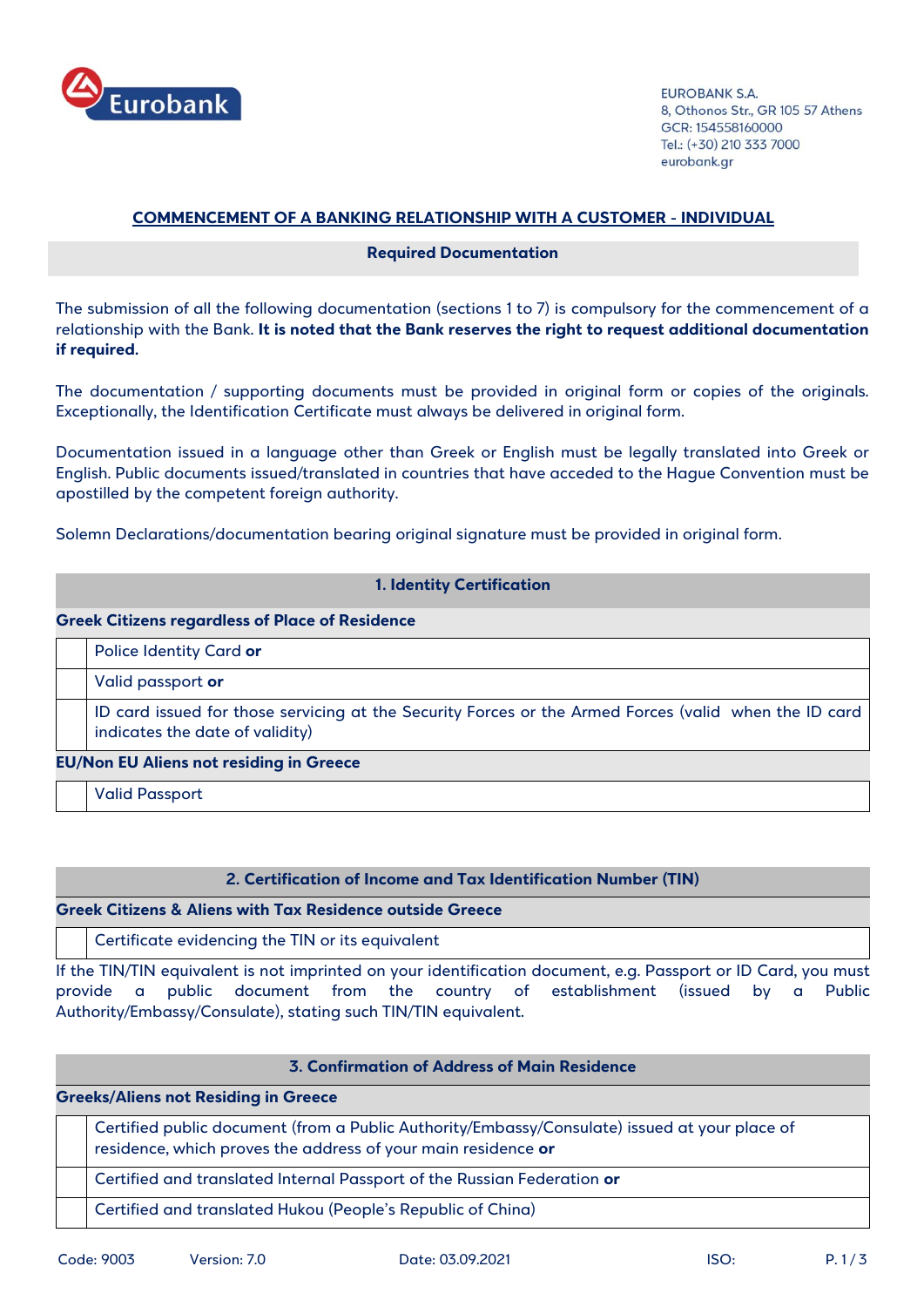EUROBANK S.A.
8, Othonos Str., GR 105 57 Athens
GCR: 154558160000
Tel.: (+30) 210 333 7000
eurobank.gr

# COMMENCEMENT OF A BANKING RELATIONSHIP WITH A CUSTOMER - INDIVIDUAL

## Required Documentation

The submission of all the following documentation (sections 1 to 7) is compulsory for the commencement of a relationship with the Bank. **It is noted that the Bank reserves the right to request additional documentation if required.**

The documentation / supporting documents must be provided in original form or copies of the originals. Exceptionally, the Identification Certificate must always be delivered in original form.

Documentation issued in a language other than Greek or English must be legally translated into Greek or English. Public documents issued/translated in countries that have acceded to the Hague Convention must be apostilled by the competent foreign authority.

Solemn Declarations/documentation bearing original signature must be provided in original form.

### 1. Identity Certification

**Greek Citizens regardless of Place of Residence**

| | |
|---|---|
| | Police Identity Card **or** |
| | Valid passport **or** |
| | ID card issued for those servicing at the Security Forces or the Armed Forces (valid when the ID card indicates the date of validity) |

**EU/Non EU Aliens not residing in Greece**

| | |
|---|---|
| | Valid Passport |

### 2. Certification of Income and Tax Identification Number (TIN)

**Greek Citizens & Aliens with Tax Residence outside Greece**

| | |
|---|---|
| | Certificate evidencing the TIN or its equivalent |

If the TIN/TIN equivalent is not imprinted on your identification document, e.g. Passport or ID Card, you must provide a public document from the country of establishment (issued by a Public Authority/Embassy/Consulate), stating such TIN/TIN equivalent.

### 3. Confirmation of Address of Main Residence

**Greeks/Aliens not Residing in Greece**

| | |
|---|---|
| | Certified public document (from a Public Authority/Embassy/Consulate) issued at your place of residence, which proves the address of your main residence **or** |
| | Certified and translated Internal Passport of the Russian Federation **or** |
| | Certified and translated Hukou (People's Republic of China) |

Code: 9003 Version: 7.0 Date: 03.09.2021 ISO: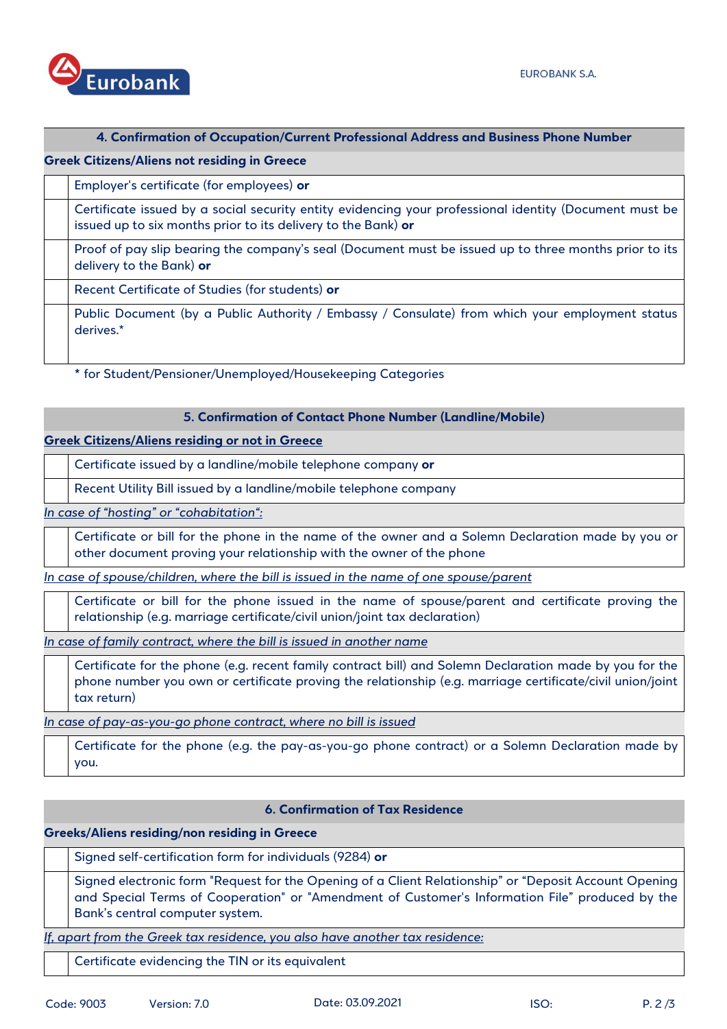| 4. Confirmation of Occupation/Current Professional Address and Business Phone Number | |
|---|---|
| **Greek Citizens/Aliens not residing in Greece** | |
| | Employer's certificate (for employees) **or** |
| | Certificate issued by a social security entity evidencing your professional identity (Document must be issued up to six months prior to its delivery to the Bank) **or** |
| | Proof of pay slip bearing the company's seal (Document must be issued up to three months prior to its delivery to the Bank) **or** |
| | Recent Certificate of Studies (for students) **or** |
| | Public Document (by a Public Authority / Embassy / Consulate) from which your employment status derives.* |

\* for Student/Pensioner/Unemployed/Housekeeping Categories

| 5. Confirmation of Contact Phone Number (Landline/Mobile) | |
|---|---|
| **Greek Citizens/Aliens residing or not in Greece** | |
| | Certificate issued by a landline/mobile telephone company **or** |
| | Recent Utility Bill issued by a landline/mobile telephone company |
| *In case of "hosting" or "cohabitation":* | |
| | Certificate or bill for the phone in the name of the owner and a Solemn Declaration made by you or other document proving your relationship with the owner of the phone |
| *In case of spouse/children, where the bill is issued in the name of one spouse/parent* | |
| | Certificate or bill for the phone issued in the name of spouse/parent and certificate proving the relationship (e.g. marriage certificate/civil union/joint tax declaration) |
| *In case of family contract, where the bill is issued in another name* | |
| | Certificate for the phone (e.g. recent family contract bill) and Solemn Declaration made by you for the phone number you own or certificate proving the relationship (e.g. marriage certificate/civil union/joint tax return) |
| *In case of pay-as-you-go phone contract, where no bill is issued* | |
| | Certificate for the phone (e.g. the pay-as-you-go phone contract) or a Solemn Declaration made by you. |

| 6. Confirmation of Tax Residence | |
|---|---|
| **Greeks/Aliens residing/non residing in Greece** | |
| | Signed self-certification form for individuals (9284) **or** |
| | Signed electronic form "Request for the Opening of a Client Relationship" or "Deposit Account Opening and Special Terms of Cooperation" or "Amendment of Customer's Information File" produced by the Bank's central computer system. |
| *If, apart from the Greek tax residence, you also have another tax residence:* | |
| | Certificate evidencing the TIN or its equivalent |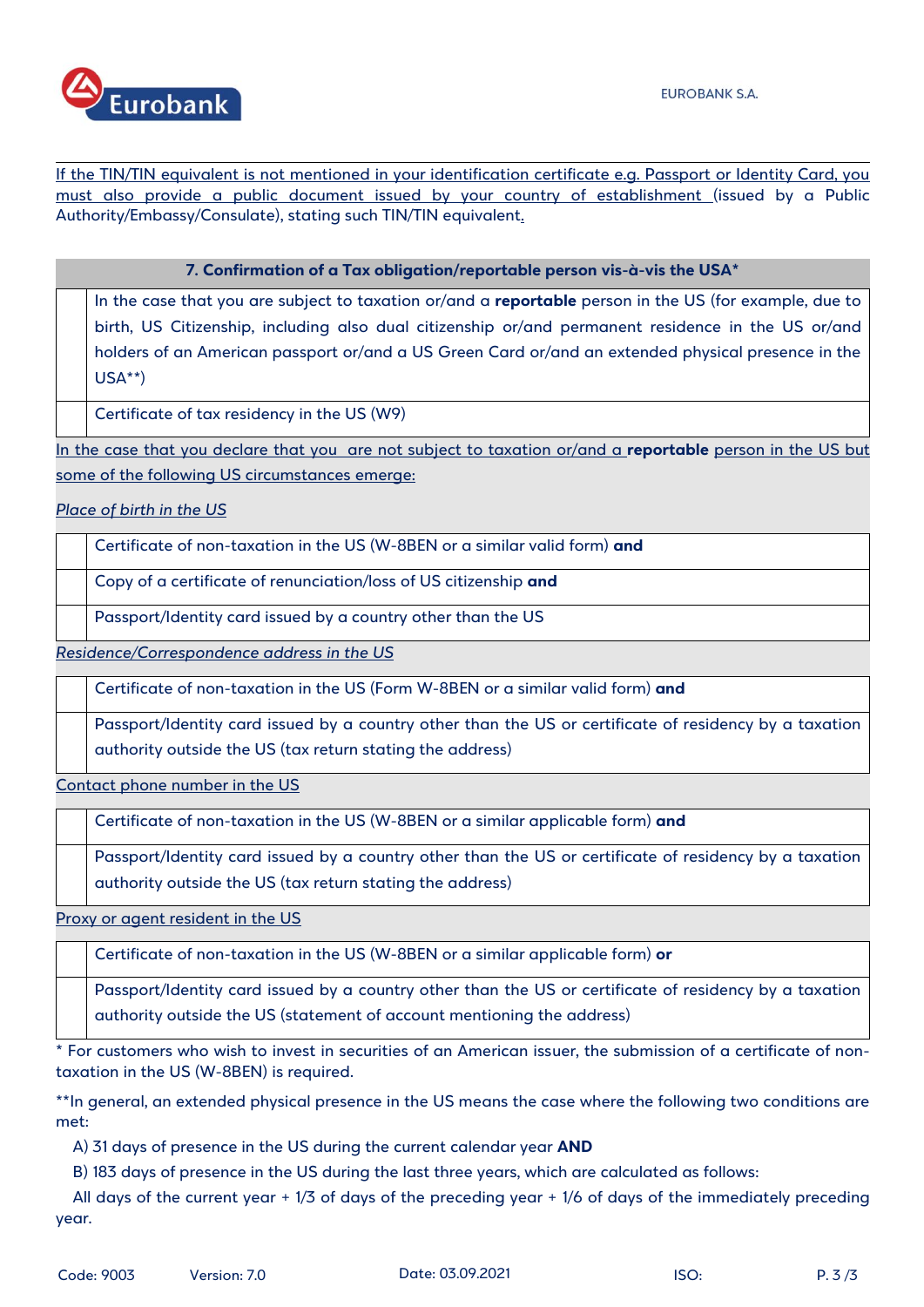If the TIN/TIN equivalent is not mentioned in your identification certificate e.g. Passport or Identity Card, you must also provide a public document issued by your country of establishment (issued by a Public Authority/Embassy/Consulate), stating such TIN/TIN equivalent.

## 7. Confirmation of a Tax obligation/reportable person vis-à-vis the USA*

| | |
|---|---|
| | In the case that you are subject to taxation or/and a **reportable** person in the US (for example, due to birth, US Citizenship, including also dual citizenship or/and permanent residence in the US or/and holders of an American passport or/and a US Green Card or/and an extended physical presence in the USA**) |
| | Certificate of tax residency in the US (W9) |

In the case that you declare that you are not subject to taxation or/and a **reportable** person in the US but some of the following US circumstances emerge:

*Place of birth in the US*

| | |
|---|---|
| | Certificate of non-taxation in the US (W-8BEN or a similar valid form) **and** |
| | Copy of a certificate of renunciation/loss of US citizenship **and** |
| | Passport/Identity card issued by a country other than the US |

*Residence/Correspondence address in the US*

| | |
|---|---|
| | Certificate of non-taxation in the US (Form W-8BEN or a similar valid form) **and** |
| | Passport/Identity card issued by a country other than the US or certificate of residency by a taxation authority outside the US (tax return stating the address) |

Contact phone number in the US

| | |
|---|---|
| | Certificate of non-taxation in the US (W-8BEN or a similar applicable form) **and** |
| | Passport/Identity card issued by a country other than the US or certificate of residency by a taxation authority outside the US (tax return stating the address) |

Proxy or agent resident in the US

| | |
|---|---|
| | Certificate of non-taxation in the US (W-8BEN or a similar applicable form) **or** |
| | Passport/Identity card issued by a country other than the US or certificate of residency by a taxation authority outside the US (statement of account mentioning the address) |

* For customers who wish to invest in securities of an American issuer, the submission of a certificate of non-taxation in the US (W-8BEN) is required.

**In general, an extended physical presence in the US means the case where the following two conditions are met:

A) 31 days of presence in the US during the current calendar year **AND**

B) 183 days of presence in the US during the last three years, which are calculated as follows:

All days of the current year + 1/3 of days of the preceding year + 1/6 of days of the immediately preceding year.

Code: 9003 Version: 7.0 Date: 03.09.2021 ISO: